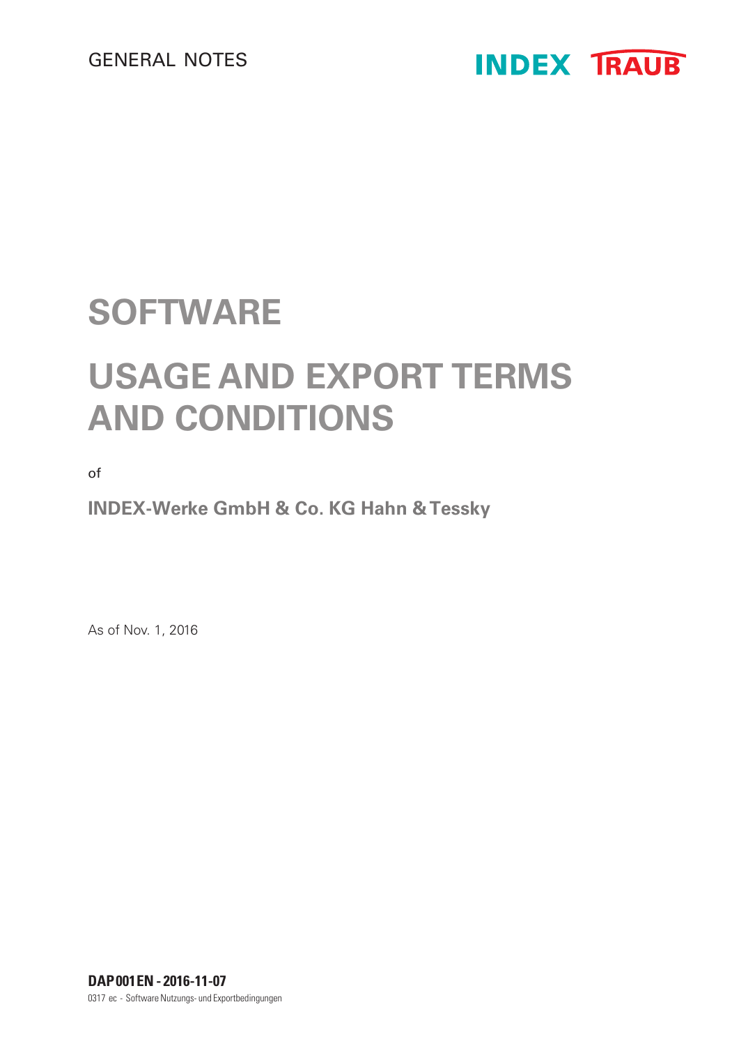GENERAL NOTES

INDEX TRAUB

# SOFTWARE

# USAGE AND EXPORT TERMS AND CONDITIONS

of

**INDEX-Werke GmbH & Co. KG Hahn & Tessky**

As of Nov. 1, 2016

**DAP 001 EN - 2016-11-07**

0317 ec - Software Nutzungs- und Exportbedingungen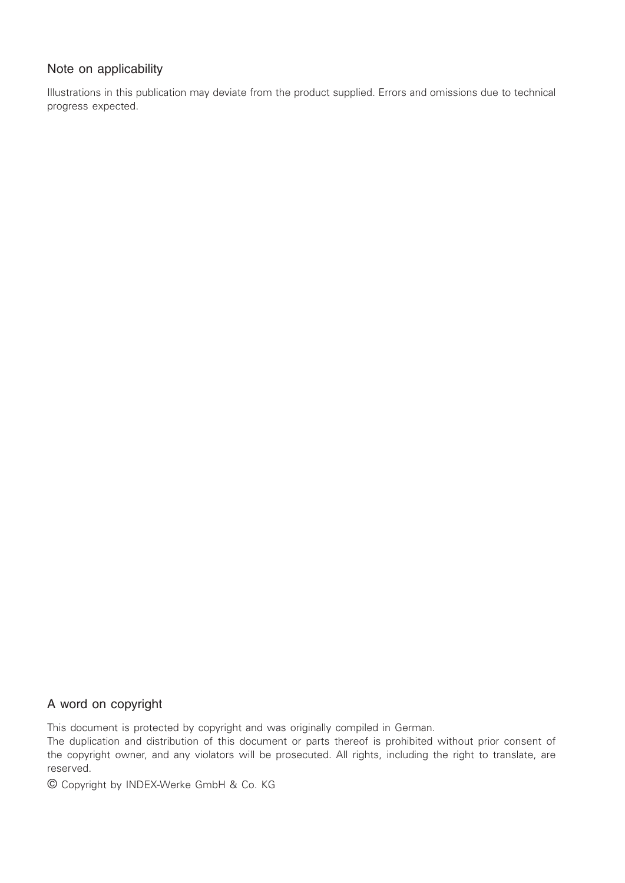## Note on applicability

Illustrations in this publication may deviate from the product supplied. Errors and omissions due to technical progress expected.

## A word on copyright

This document is protected by copyright and was originally compiled in German.
The duplication and distribution of this document or parts thereof is prohibited without prior consent of the copyright owner, and any violators will be prosecuted. All rights, including the right to translate, are reserved.

© Copyright by INDEX-Werke GmbH & Co. KG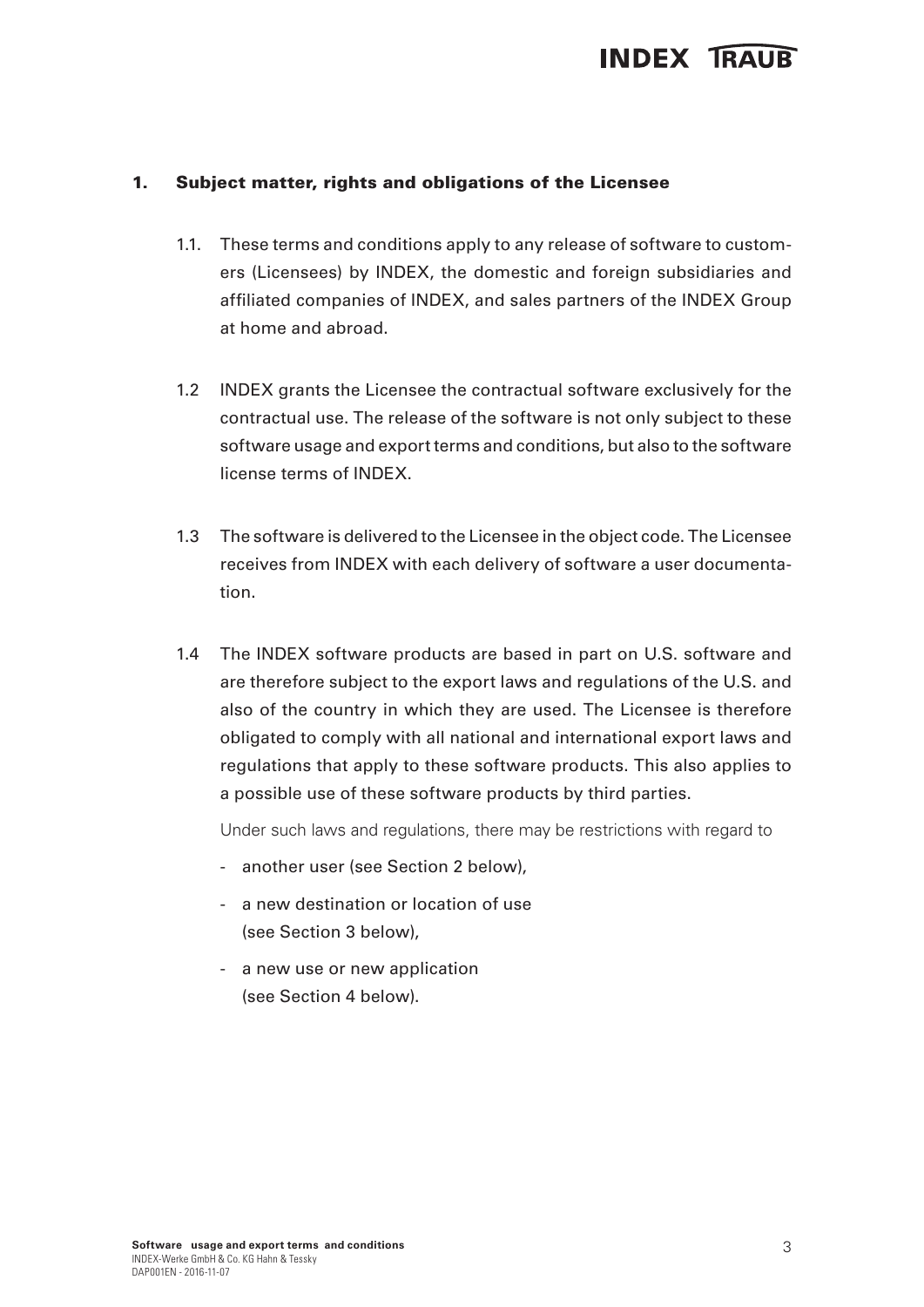## 1. Subject matter, rights and obligations of the Licensee

1.1. These terms and conditions apply to any release of software to customers (Licensees) by INDEX, the domestic and foreign subsidiaries and affiliated companies of INDEX, and sales partners of the INDEX Group at home and abroad.

1.2 INDEX grants the Licensee the contractual software exclusively for the contractual use. The release of the software is not only subject to these software usage and export terms and conditions, but also to the software license terms of INDEX.

1.3 The software is delivered to the Licensee in the object code. The Licensee receives from INDEX with each delivery of software a user documentation.

1.4 The INDEX software products are based in part on U.S. software and are therefore subject to the export laws and regulations of the U.S. and also of the country in which they are used. The Licensee is therefore obligated to comply with all national and international export laws and regulations that apply to these software products. This also applies to a possible use of these software products by third parties.

Under such laws and regulations, there may be restrictions with regard to

- another user (see Section 2 below),
- a new destination or location of use (see Section 3 below),
- a new use or new application (see Section 4 below).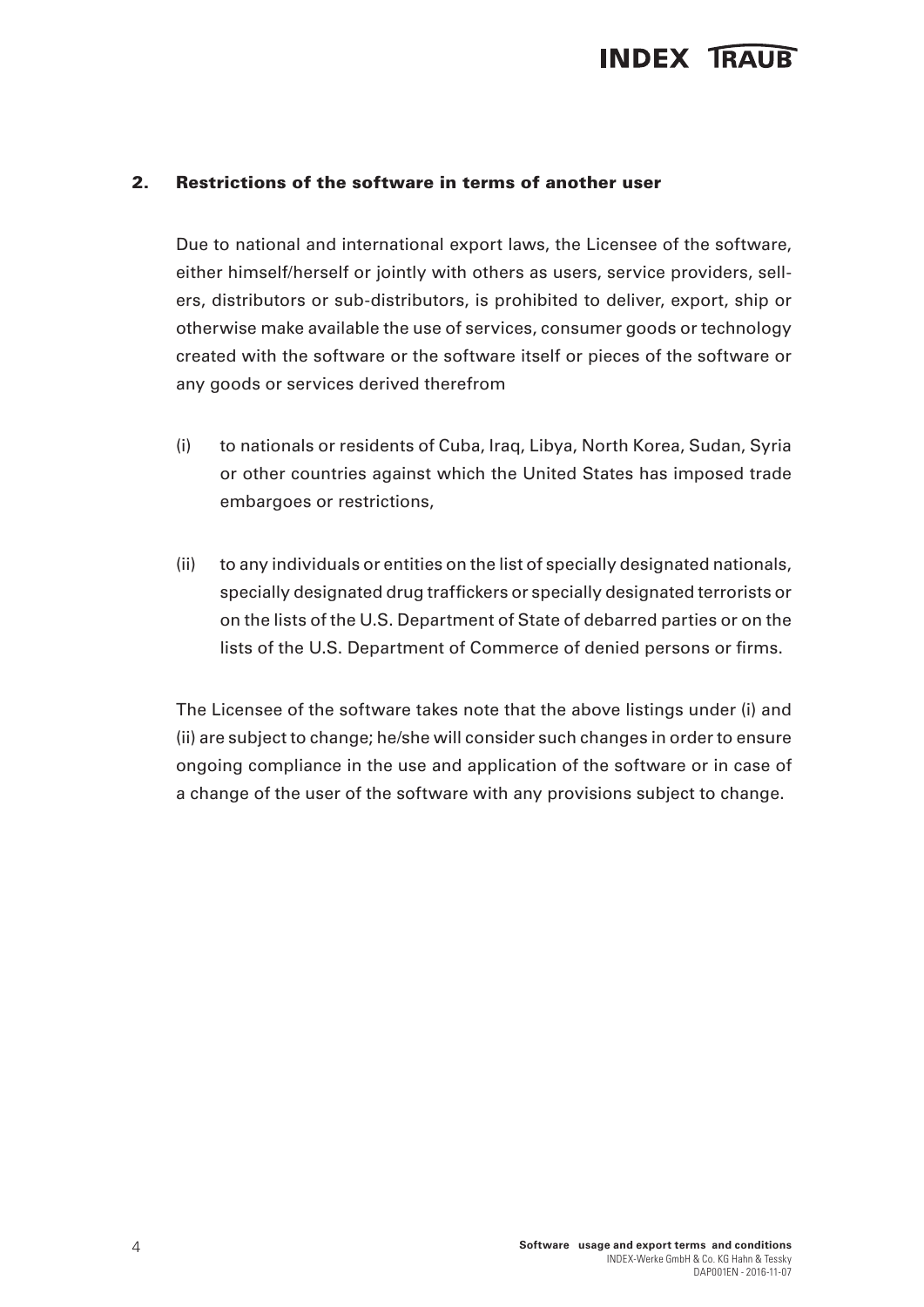## 2. Restrictions of the software in terms of another user

Due to national and international export laws, the Licensee of the software, either himself/herself or jointly with others as users, service providers, sellers, distributors or sub-distributors, is prohibited to deliver, export, ship or otherwise make available the use of services, consumer goods or technology created with the software or the software itself or pieces of the software or any goods or services derived therefrom

(i) to nationals or residents of Cuba, Iraq, Libya, North Korea, Sudan, Syria or other countries against which the United States has imposed trade embargoes or restrictions,

(ii) to any individuals or entities on the list of specially designated nationals, specially designated drug traffickers or specially designated terrorists or on the lists of the U.S. Department of State of debarred parties or on the lists of the U.S. Department of Commerce of denied persons or firms.

The Licensee of the software takes note that the above listings under (i) and (ii) are subject to change; he/she will consider such changes in order to ensure ongoing compliance in the use and application of the software or in case of a change of the user of the software with any provisions subject to change.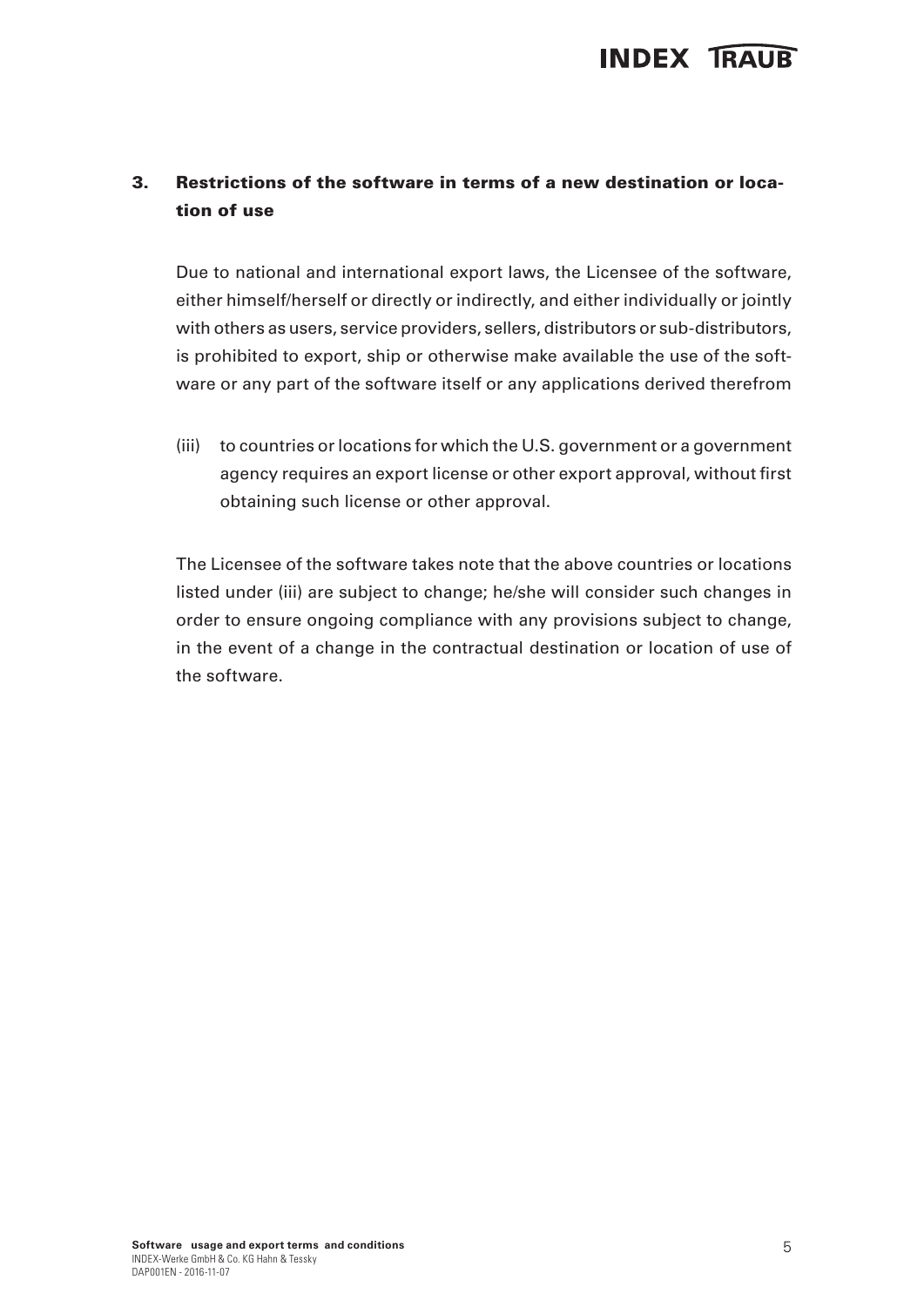## 3. Restrictions of the software in terms of a new destination or location of use

Due to national and international export laws, the Licensee of the software, either himself/herself or directly or indirectly, and either individually or jointly with others as users, service providers, sellers, distributors or sub-distributors, is prohibited to export, ship or otherwise make available the use of the software or any part of the software itself or any applications derived therefrom

(iii) to countries or locations for which the U.S. government or a government agency requires an export license or other export approval, without first obtaining such license or other approval.

The Licensee of the software takes note that the above countries or locations listed under (iii) are subject to change; he/she will consider such changes in order to ensure ongoing compliance with any provisions subject to change, in the event of a change in the contractual destination or location of use of the software.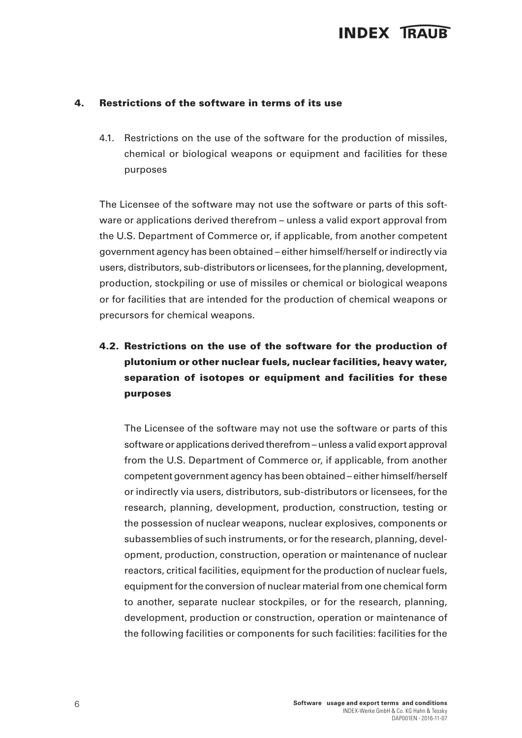## 4. Restrictions of the software in terms of its use

4.1. Restrictions on the use of the software for the production of missiles, chemical or biological weapons or equipment and facilities for these purposes

The Licensee of the software may not use the software or parts of this software or applications derived therefrom – unless a valid export approval from the U.S. Department of Commerce or, if applicable, from another competent government agency has been obtained – either himself/herself or indirectly via users, distributors, sub-distributors or licensees, for the planning, development, production, stockpiling or use of missiles or chemical or biological weapons or for facilities that are intended for the production of chemical weapons or precursors for chemical weapons.

### 4.2. Restrictions on the use of the software for the production of plutonium or other nuclear fuels, nuclear facilities, heavy water, separation of isotopes or equipment and facilities for these purposes

The Licensee of the software may not use the software or parts of this software or applications derived therefrom – unless a valid export approval from the U.S. Department of Commerce or, if applicable, from another competent government agency has been obtained – either himself/herself or indirectly via users, distributors, sub-distributors or licensees, for the research, planning, development, production, construction, testing or the possession of nuclear weapons, nuclear explosives, components or subassemblies of such instruments, or for the research, planning, development, production, construction, operation or maintenance of nuclear reactors, critical facilities, equipment for the production of nuclear fuels, equipment for the conversion of nuclear material from one chemical form to another, separate nuclear stockpiles, or for the research, planning, development, production or construction, operation or maintenance of the following facilities or components for such facilities: facilities for the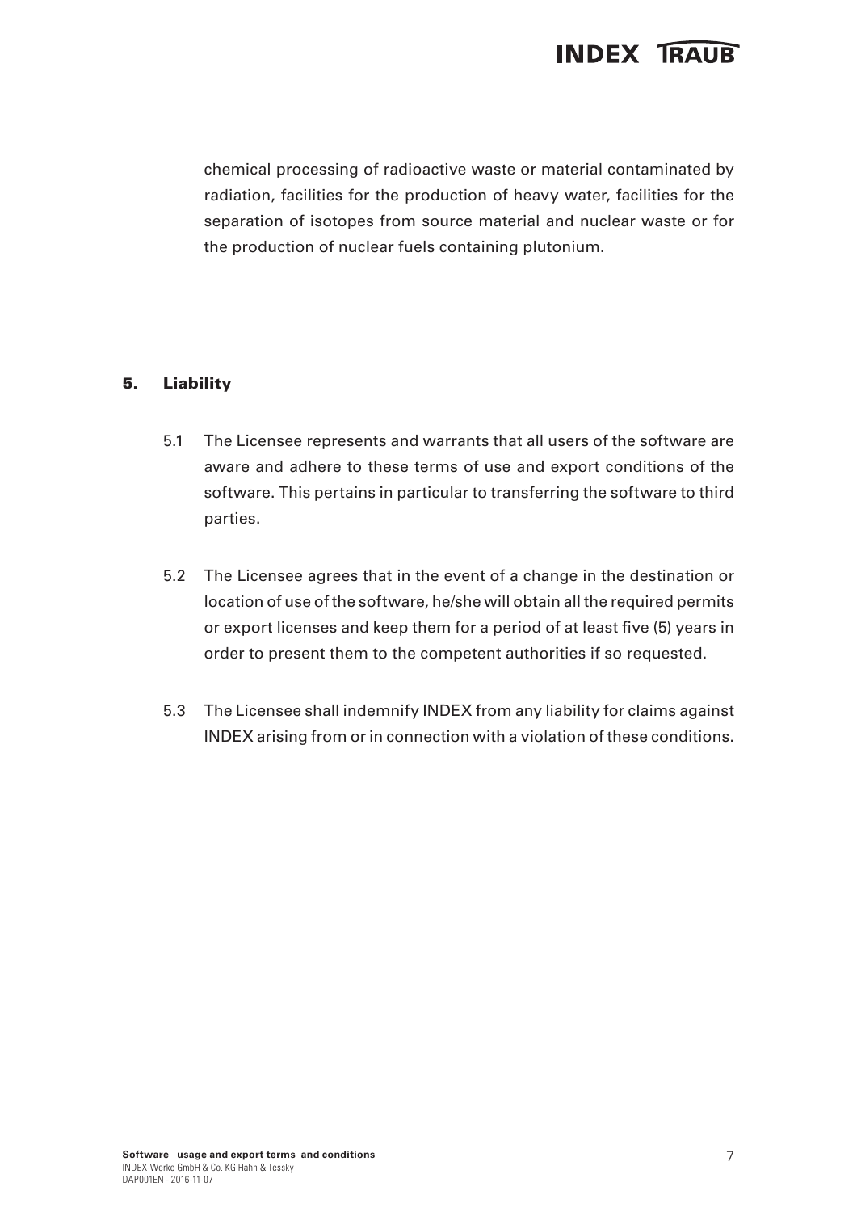chemical processing of radioactive waste or material contaminated by radiation, facilities for the production of heavy water, facilities for the separation of isotopes from source material and nuclear waste or for the production of nuclear fuels containing plutonium.

## 5. Liability

5.1 The Licensee represents and warrants that all users of the software are aware and adhere to these terms of use and export conditions of the software. This pertains in particular to transferring the software to third parties.

5.2 The Licensee agrees that in the event of a change in the destination or location of use of the software, he/she will obtain all the required permits or export licenses and keep them for a period of at least five (5) years in order to present them to the competent authorities if so requested.

5.3 The Licensee shall indemnify INDEX from any liability for claims against INDEX arising from or in connection with a violation of these conditions.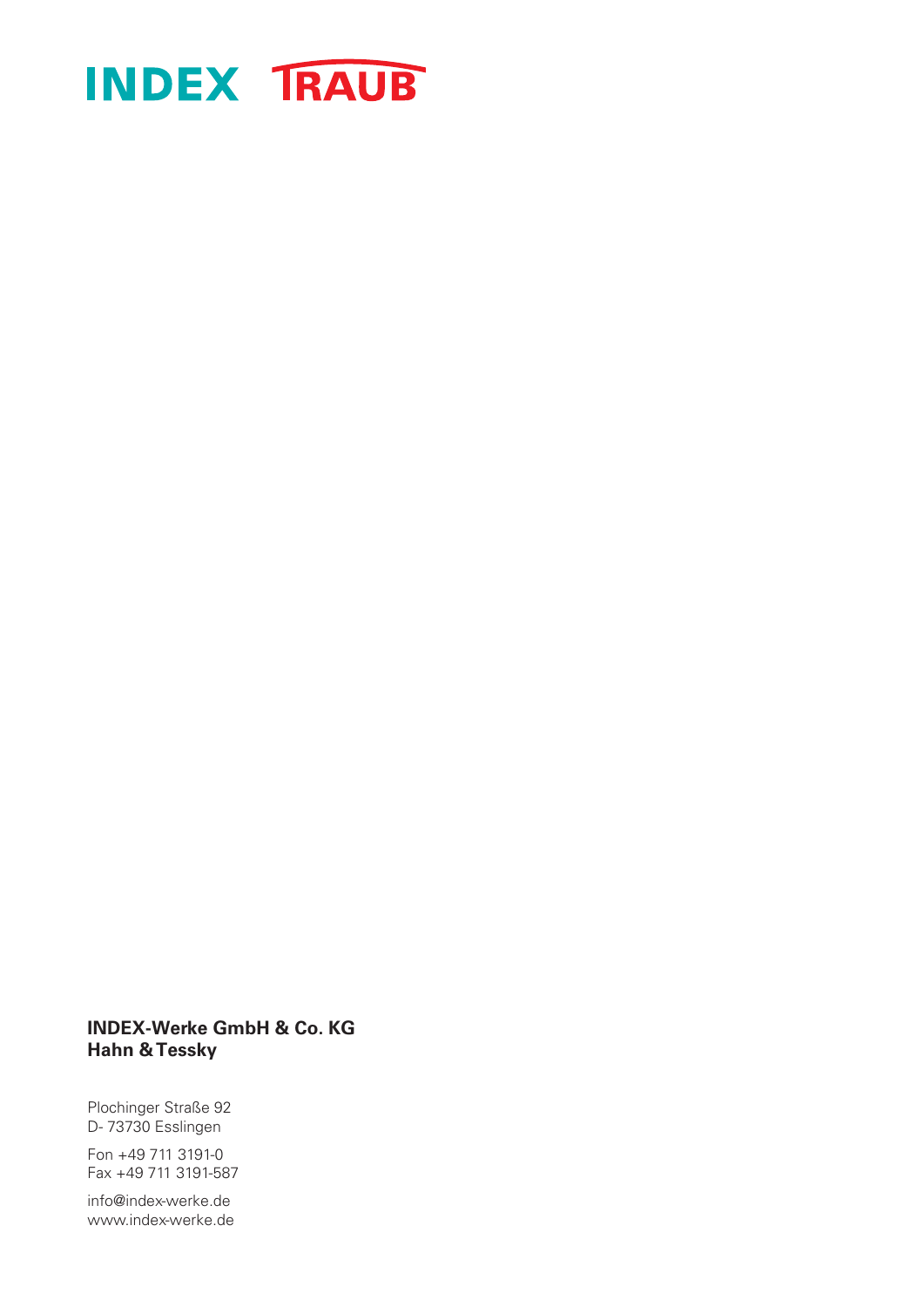INDEX TRAUB

**INDEX-Werke GmbH & Co. KG**
**Hahn & Tessky**

Plochinger Straße 92
D- 73730 Esslingen

Fon +49 711 3191-0
Fax +49 711 3191-587

info@index-werke.de
www.index-werke.de